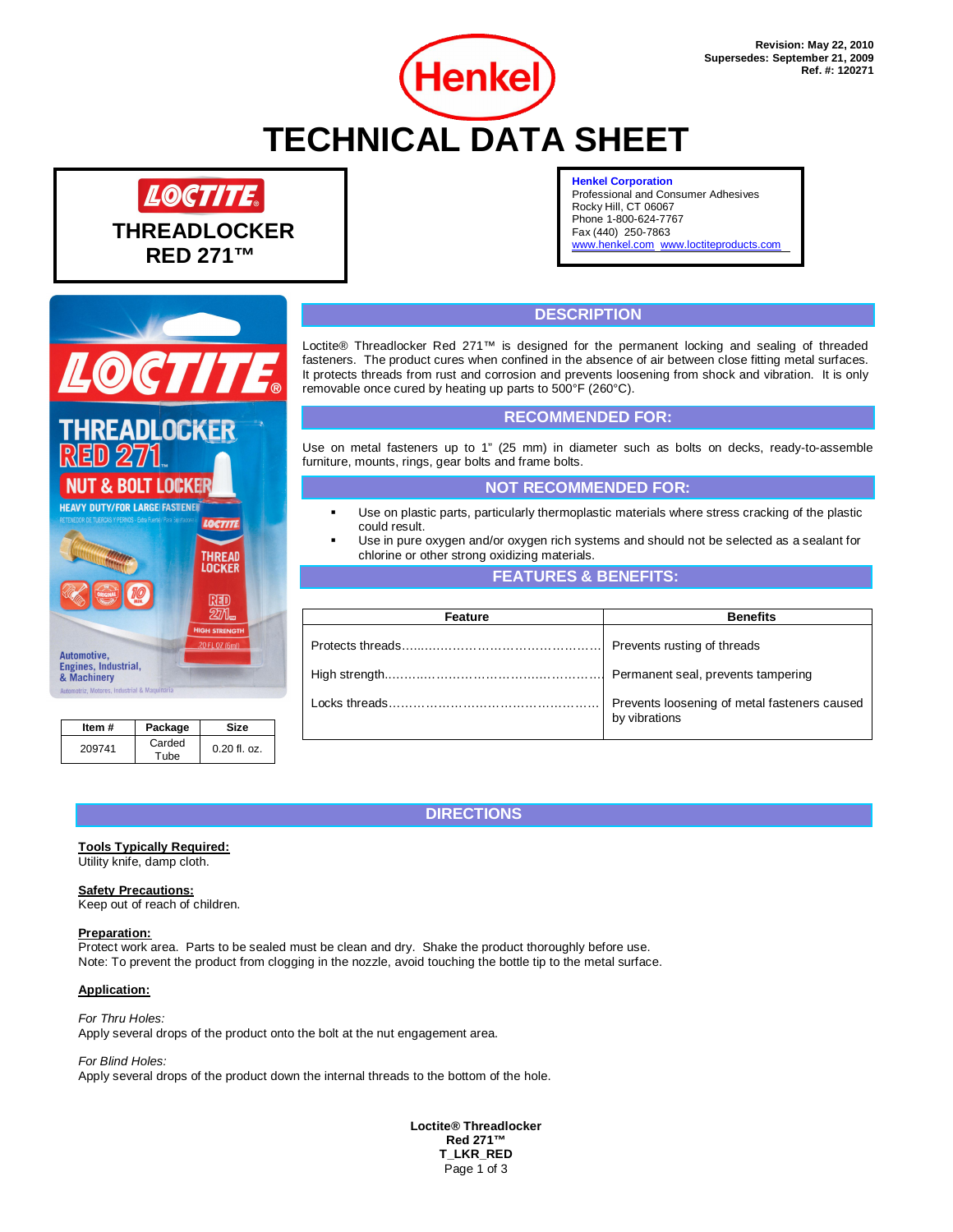Revision: May 22, 2010
Supersedes: September 21, 2009
Ref. #: 120271

# TECHNICAL DATA SHEET

## LOCTITE THREADLOCKER RED 271™

**Henkel Corporation**
Professional and Consumer Adhesives
Rocky Hill, CT 06067
Phone 1-800-624-7767
Fax (440) 250-7863
www.henkel.com www.loctiteproducts.com

| Item # | Package | Size |
|---|---|---|
| 209741 | Carded Tube | 0.20 fl. oz. |

## DESCRIPTION

Loctite® Threadlocker Red 271™ is designed for the permanent locking and sealing of threaded fasteners. The product cures when confined in the absence of air between close fitting metal surfaces. It protects threads from rust and corrosion and prevents loosening from shock and vibration. It is only removable once cured by heating up parts to 500°F (260°C).

## RECOMMENDED FOR:

Use on metal fasteners up to 1" (25 mm) in diameter such as bolts on decks, ready-to-assemble furniture, mounts, rings, gear bolts and frame bolts.

## NOT RECOMMENDED FOR:

- Use on plastic parts, particularly thermoplastic materials where stress cracking of the plastic could result.
- Use in pure oxygen and/or oxygen rich systems and should not be selected as a sealant for chlorine or other strong oxidizing materials.

## FEATURES & BENEFITS:

| Feature | Benefits |
|---|---|
| Protects threads | Prevents rusting of threads |
| High strength | Permanent seal, prevents tampering |
| Locks threads | Prevents loosening of metal fasteners caused by vibrations |

## DIRECTIONS

**Tools Typically Required:**
Utility knife, damp cloth.

**Safety Precautions:**
Keep out of reach of children.

**Preparation:**
Protect work area. Parts to be sealed must be clean and dry. Shake the product thoroughly before use.
Note: To prevent the product from clogging in the nozzle, avoid touching the bottle tip to the metal surface.

**Application:**

*For Thru Holes:*
Apply several drops of the product onto the bolt at the nut engagement area.

*For Blind Holes:*
Apply several drops of the product down the internal threads to the bottom of the hole.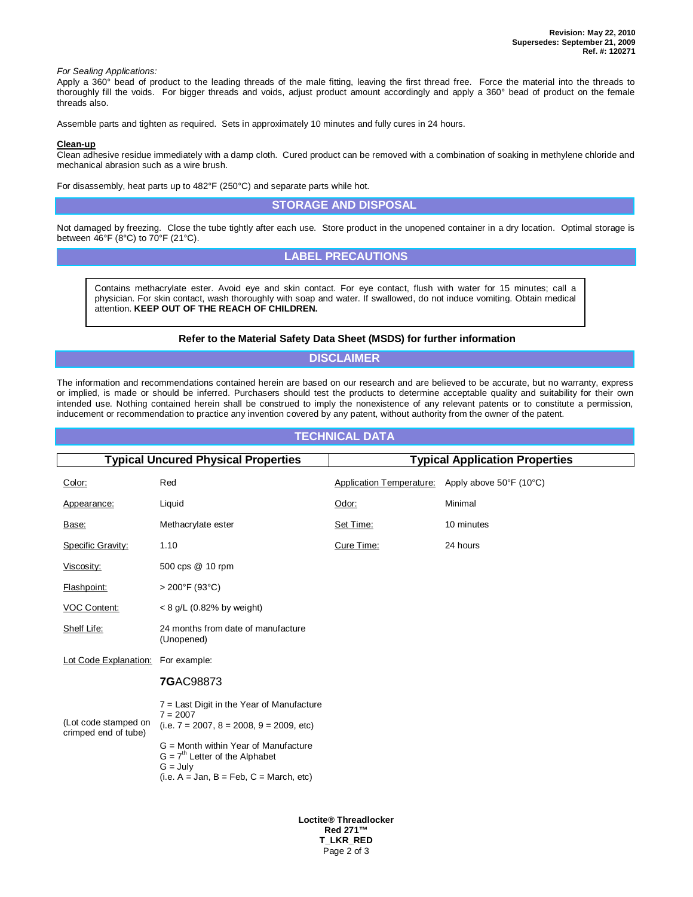*For Sealing Applications:*
Apply a 360° bead of product to the leading threads of the male fitting, leaving the first thread free. Force the material into the threads to thoroughly fill the voids. For bigger threads and voids, adjust product amount accordingly and apply a 360° bead of product on the female threads also.

Assemble parts and tighten as required. Sets in approximately 10 minutes and fully cures in 24 hours.

**Clean-up**
Clean adhesive residue immediately with a damp cloth. Cured product can be removed with a combination of soaking in methylene chloride and mechanical abrasion such as a wire brush.

For disassembly, heat parts up to 482°F (250°C) and separate parts while hot.

## STORAGE AND DISPOSAL

Not damaged by freezing. Close the tube tightly after each use. Store product in the unopened container in a dry location. Optimal storage is between 46°F (8°C) to 70°F (21°C).

## LABEL PRECAUTIONS

Contains methacrylate ester. Avoid eye and skin contact. For eye contact, flush with water for 15 minutes; call a physician. For skin contact, wash thoroughly with soap and water. If swallowed, do not induce vomiting. Obtain medical attention. **KEEP OUT OF THE REACH OF CHILDREN.**

**Refer to the Material Safety Data Sheet (MSDS) for further information**

## DISCLAIMER

The information and recommendations contained herein are based on our research and are believed to be accurate, but no warranty, express or implied, is made or should be inferred. Purchasers should test the products to determine acceptable quality and suitability for their own intended use. Nothing contained herein shall be construed to imply the nonexistence of any relevant patents or to constitute a permission, inducement or recommendation to practice any invention covered by any patent, without authority from the owner of the patent.

## TECHNICAL DATA

| Typical Uncured Physical Properties | | Typical Application Properties | |
|---|---|---|---|
| Color: | Red | Application Temperature: | Apply above 50°F (10°C) |
| Appearance: | Liquid | Odor: | Minimal |
| Base: | Methacrylate ester | Set Time: | 10 minutes |
| Specific Gravity: | 1.10 | Cure Time: | 24 hours |
| Viscosity: | 500 cps @ 10 rpm | | |
| Flashpoint: | > 200°F (93°C) | | |
| VOC Content: | < 8 g/L (0.82% by weight) | | |
| Shelf Life: | 24 months from date of manufacture (Unopened) | | |
| Lot Code Explanation: | For example: | | |

**7G**AC98873

(Lot code stamped on crimped end of tube)

7 = Last Digit in the Year of Manufacture
7 = 2007
(i.e. 7 = 2007, 8 = 2008, 9 = 2009, etc)

G = Month within Year of Manufacture
G = 7th Letter of the Alphabet
G = July
(i.e. A = Jan, B = Feb, C = March, etc)

**Loctite® Threadlocker Red 271™**
**T_LKR_RED**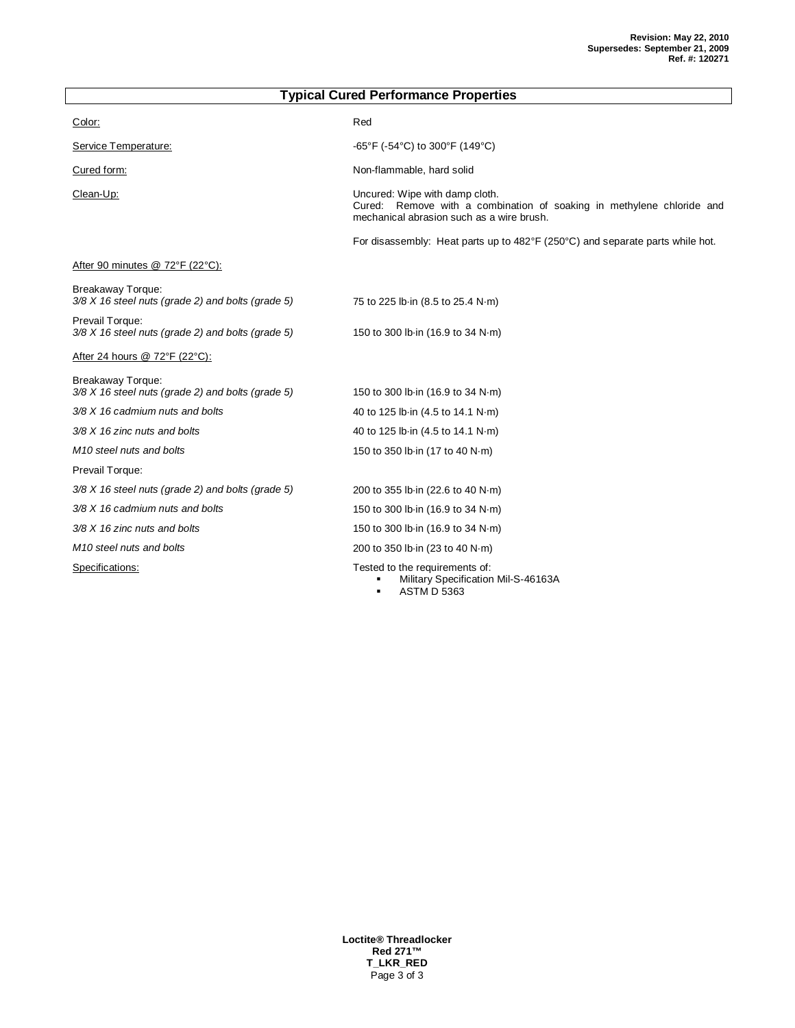Revision: May 22, 2010
Supersedes: September 21, 2009
Ref. #: 120271

## Typical Cured Performance Properties

| | |
|---|---|
| Color: | Red |
| Service Temperature: | -65°F (-54°C) to 300°F (149°C) |
| Cured form: | Non-flammable, hard solid |
| Clean-Up: | Uncured: Wipe with damp cloth.<br>Cured: Remove with a combination of soaking in methylene chloride and mechanical abrasion such as a wire brush.<br><br>For disassembly: Heat parts up to 482°F (250°C) and separate parts while hot. |
| After 90 minutes @ 72°F (22°C): | |
| Breakaway Torque:<br>*3/8 X 16 steel nuts (grade 2) and bolts (grade 5)* | 75 to 225 lb·in (8.5 to 25.4 N·m) |
| Prevail Torque:<br>*3/8 X 16 steel nuts (grade 2) and bolts (grade 5)* | 150 to 300 lb·in (16.9 to 34 N·m) |
| After 24 hours @ 72°F (22°C): | |
| Breakaway Torque:<br>*3/8 X 16 steel nuts (grade 2) and bolts (grade 5)* | 150 to 300 lb·in (16.9 to 34 N·m) |
| *3/8 X 16 cadmium nuts and bolts* | 40 to 125 lb·in (4.5 to 14.1 N·m) |
| *3/8 X 16 zinc nuts and bolts* | 40 to 125 lb·in (4.5 to 14.1 N·m) |
| *M10 steel nuts and bolts* | 150 to 350 lb·in (17 to 40 N·m) |
| Prevail Torque: | |
| *3/8 X 16 steel nuts (grade 2) and bolts (grade 5)* | 200 to 355 lb·in (22.6 to 40 N·m) |
| *3/8 X 16 cadmium nuts and bolts* | 150 to 300 lb·in (16.9 to 34 N·m) |
| *3/8 X 16 zinc nuts and bolts* | 150 to 300 lb·in (16.9 to 34 N·m) |
| *M10 steel nuts and bolts* | 200 to 350 lb·in (23 to 40 N·m) |
| Specifications: | Tested to the requirements of:<br>▪ Military Specification Mil-S-46163A<br>▪ ASTM D 5363 |

**Loctite® Threadlocker**
**Red 271™**
**T_LKR_RED**